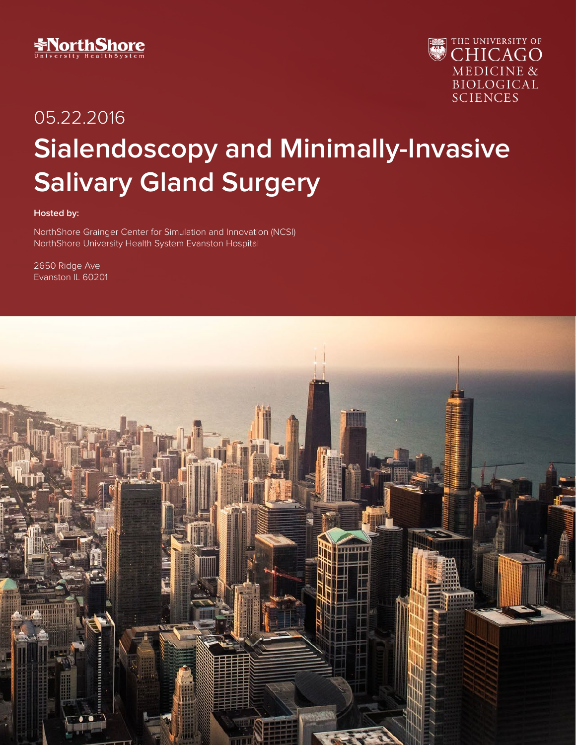NorthShore University HealthSystem

THE UNIVERSITY OF CHICAGO MEDICINE & BIOLOGICAL SCIENCES

05.22.2016

# Sialendoscopy and Minimally-Invasive Salivary Gland Surgery

**Hosted by:**

NorthShore Grainger Center for Simulation and Innovation (NCSI)
NorthShore University Health System Evanston Hospital

2650 Ridge Ave
Evanston IL 60201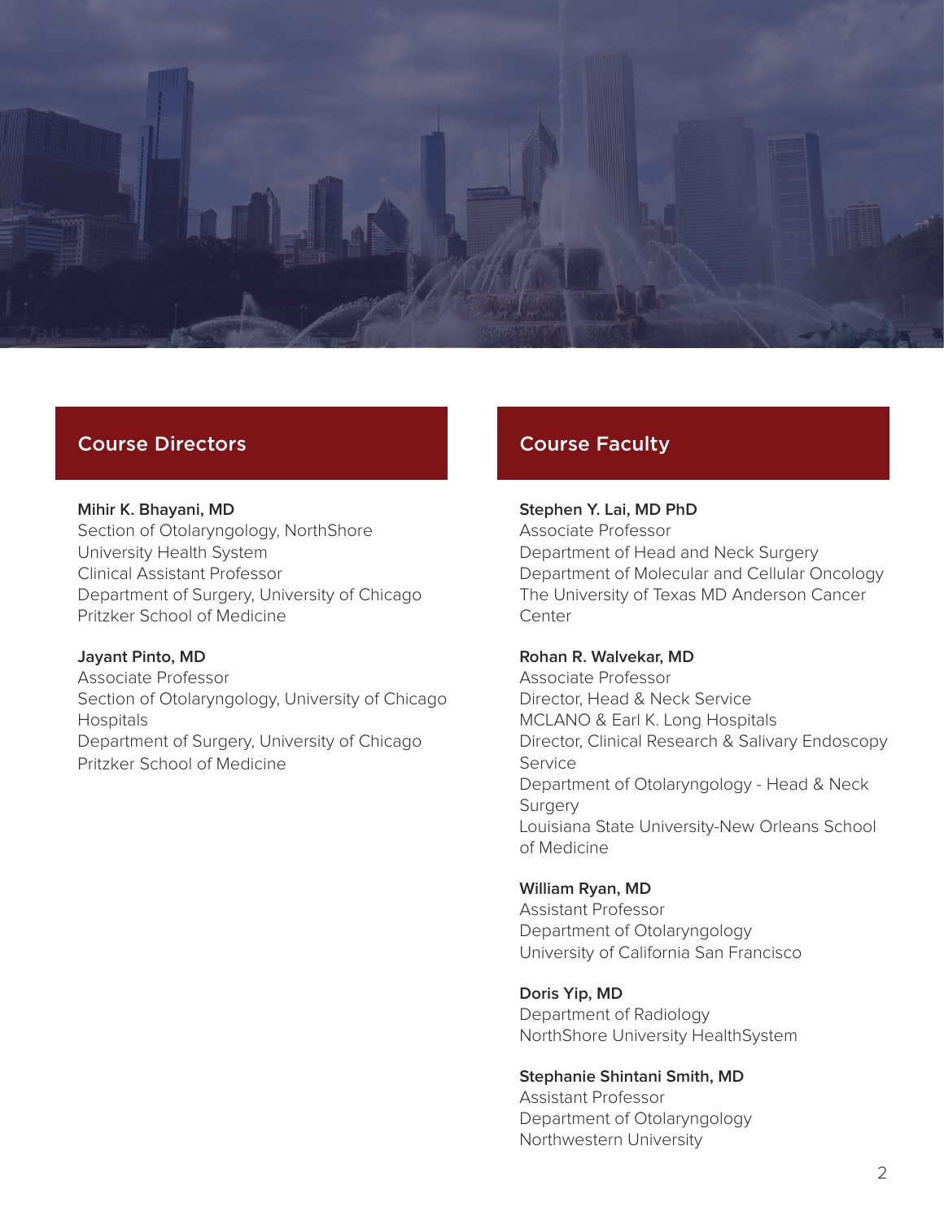## Course Directors

**Mihir K. Bhayani, MD**
Section of Otolaryngology, NorthShore University Health System
Clinical Assistant Professor
Department of Surgery, University of Chicago Pritzker School of Medicine

**Jayant Pinto, MD**
Associate Professor
Section of Otolaryngology, University of Chicago Hospitals
Department of Surgery, University of Chicago Pritzker School of Medicine

## Course Faculty

**Stephen Y. Lai, MD PhD**
Associate Professor
Department of Head and Neck Surgery
Department of Molecular and Cellular Oncology
The University of Texas MD Anderson Cancer Center

**Rohan R. Walvekar, MD**
Associate Professor
Director, Head & Neck Service
MCLANO & Earl K. Long Hospitals
Director, Clinical Research & Salivary Endoscopy Service
Department of Otolaryngology - Head & Neck Surgery
Louisiana State University-New Orleans School of Medicine

**William Ryan, MD**
Assistant Professor
Department of Otolaryngology
University of California San Francisco

**Doris Yip, MD**
Department of Radiology
NorthShore University HealthSystem

**Stephanie Shintani Smith, MD**
Assistant Professor
Department of Otolaryngology
Northwestern University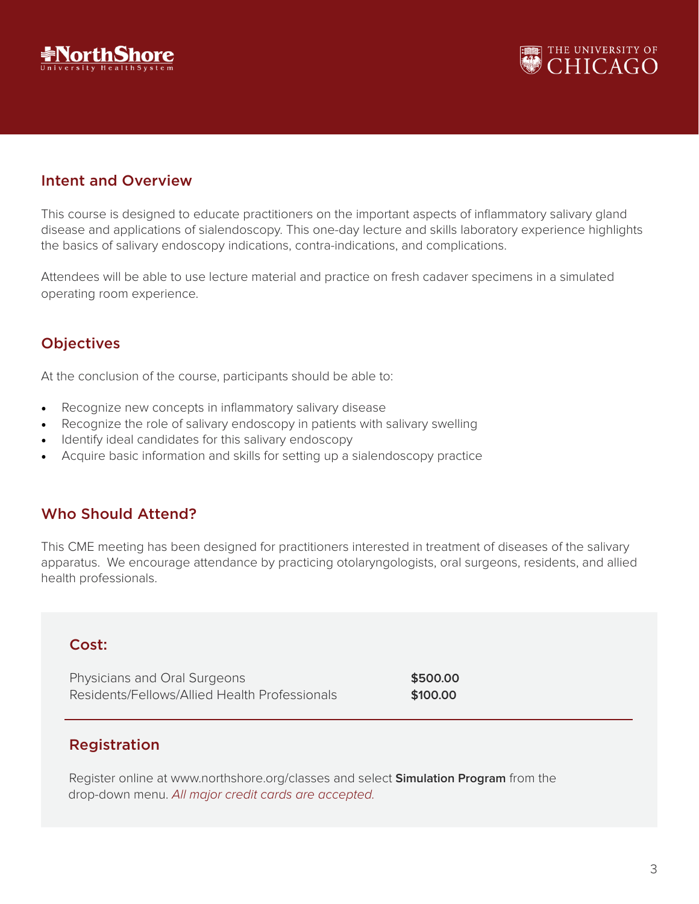## Intent and Overview

This course is designed to educate practitioners on the important aspects of inflammatory salivary gland disease and applications of sialendoscopy. This one-day lecture and skills laboratory experience highlights the basics of salivary endoscopy indications, contra-indications, and complications.

Attendees will be able to use lecture material and practice on fresh cadaver specimens in a simulated operating room experience.

## Objectives

At the conclusion of the course, participants should be able to:

- Recognize new concepts in inflammatory salivary disease
- Recognize the role of salivary endoscopy in patients with salivary swelling
- Identify ideal candidates for this salivary endoscopy
- Acquire basic information and skills for setting up a sialendoscopy practice

## Who Should Attend?

This CME meeting has been designed for practitioners interested in treatment of diseases of the salivary apparatus. We encourage attendance by practicing otolaryngologists, oral surgeons, residents, and allied health professionals.

## Cost:

| | |
|---|---|
| Physicians and Oral Surgeons | **$500.00** |
| Residents/Fellows/Allied Health Professionals | **$100.00** |

## Registration

Register online at www.northshore.org/classes and select **Simulation Program** from the drop-down menu. *All major credit cards are accepted.*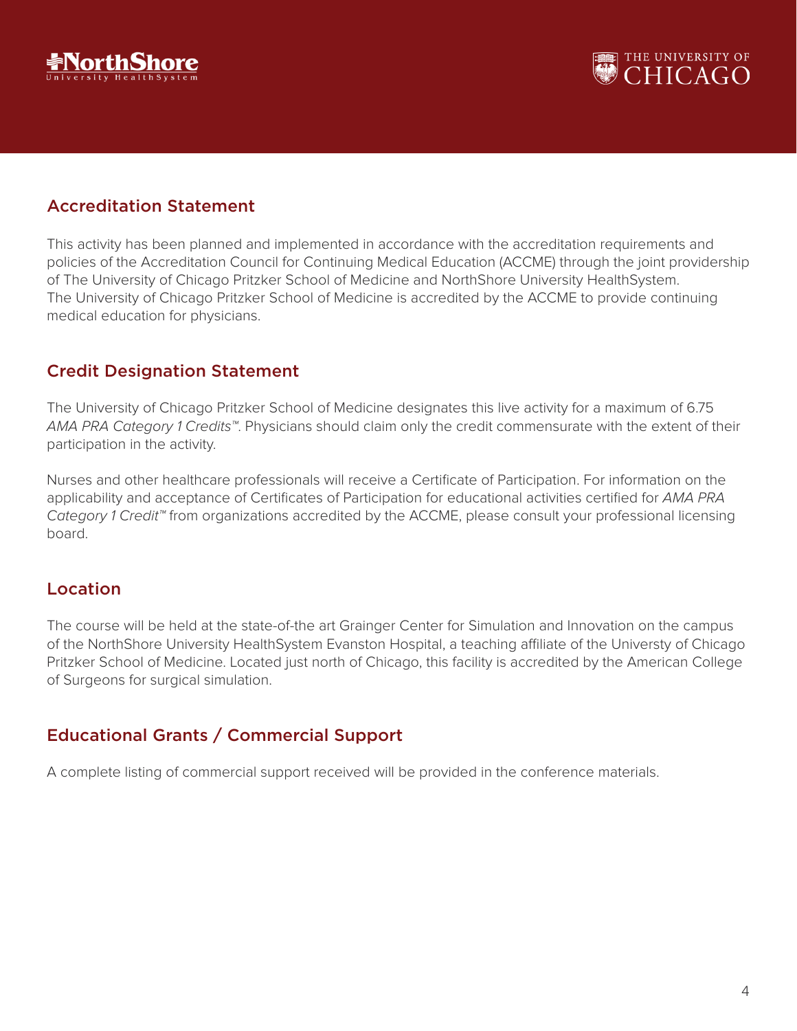## Accreditation Statement

This activity has been planned and implemented in accordance with the accreditation requirements and policies of the Accreditation Council for Continuing Medical Education (ACCME) through the joint providership of The University of Chicago Pritzker School of Medicine and NorthShore University HealthSystem. The University of Chicago Pritzker School of Medicine is accredited by the ACCME to provide continuing medical education for physicians.

## Credit Designation Statement

The University of Chicago Pritzker School of Medicine designates this live activity for a maximum of 6.75 *AMA PRA Category 1 Credits™*. Physicians should claim only the credit commensurate with the extent of their participation in the activity.

Nurses and other healthcare professionals will receive a Certificate of Participation. For information on the applicability and acceptance of Certificates of Participation for educational activities certified for *AMA PRA Category 1 Credit™* from organizations accredited by the ACCME, please consult your professional licensing board.

## Location

The course will be held at the state-of-the art Grainger Center for Simulation and Innovation on the campus of the NorthShore University HealthSystem Evanston Hospital, a teaching affiliate of the Universty of Chicago Pritzker School of Medicine. Located just north of Chicago, this facility is accredited by the American College of Surgeons for surgical simulation.

## Educational Grants / Commercial Support

A complete listing of commercial support received will be provided in the conference materials.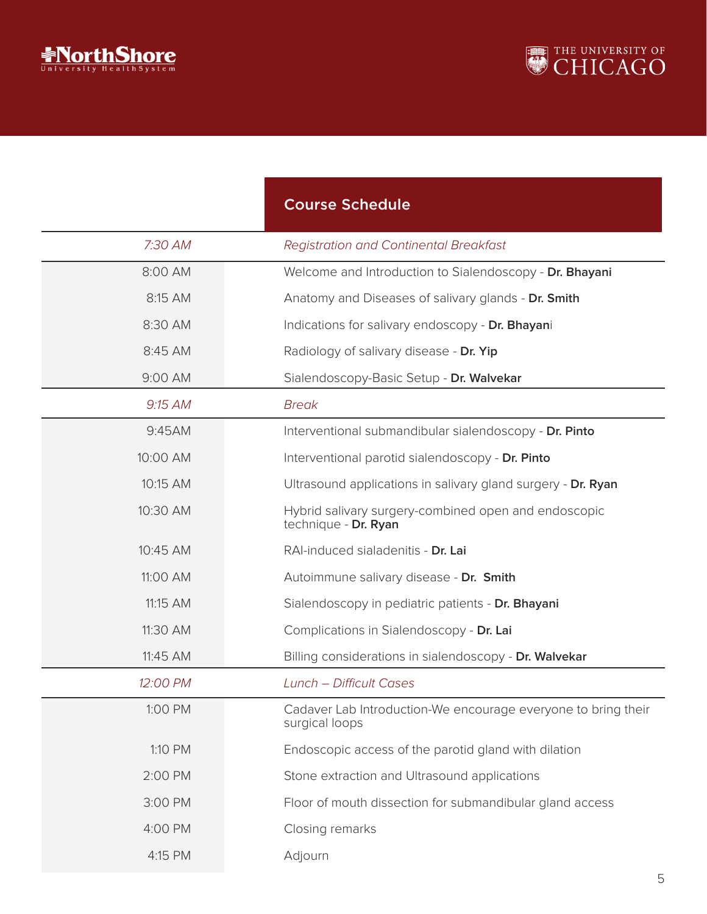## Course Schedule

| Time | Session |
|---|---|
| *7:30 AM* | *Registration and Continental Breakfast* |
| 8:00 AM | Welcome and Introduction to Sialendoscopy - **Dr. Bhayani** |
| 8:15 AM | Anatomy and Diseases of salivary glands - **Dr. Smith** |
| 8:30 AM | Indications for salivary endoscopy - **Dr. Bhayani** |
| 8:45 AM | Radiology of salivary disease - **Dr. Yip** |
| 9:00 AM | Sialendoscopy-Basic Setup - **Dr. Walvekar** |
| *9:15 AM* | *Break* |
| 9:45AM | Interventional submandibular sialendoscopy - **Dr. Pinto** |
| 10:00 AM | Interventional parotid sialendoscopy - **Dr. Pinto** |
| 10:15 AM | Ultrasound applications in salivary gland surgery - **Dr. Ryan** |
| 10:30 AM | Hybrid salivary surgery-combined open and endoscopic technique - **Dr. Ryan** |
| 10:45 AM | RAI-induced sialadenitis - **Dr. Lai** |
| 11:00 AM | Autoimmune salivary disease - **Dr. Smith** |
| 11:15 AM | Sialendoscopy in pediatric patients - **Dr. Bhayani** |
| 11:30 AM | Complications in Sialendoscopy - **Dr. Lai** |
| 11:45 AM | Billing considerations in sialendoscopy - **Dr. Walvekar** |
| *12:00 PM* | *Lunch – Difficult Cases* |
| 1:00 PM | Cadaver Lab Introduction-We encourage everyone to bring their surgical loops |
| 1:10 PM | Endoscopic access of the parotid gland with dilation |
| 2:00 PM | Stone extraction and Ultrasound applications |
| 3:00 PM | Floor of mouth dissection for submandibular gland access |
| 4:00 PM | Closing remarks |
| 4:15 PM | Adjourn |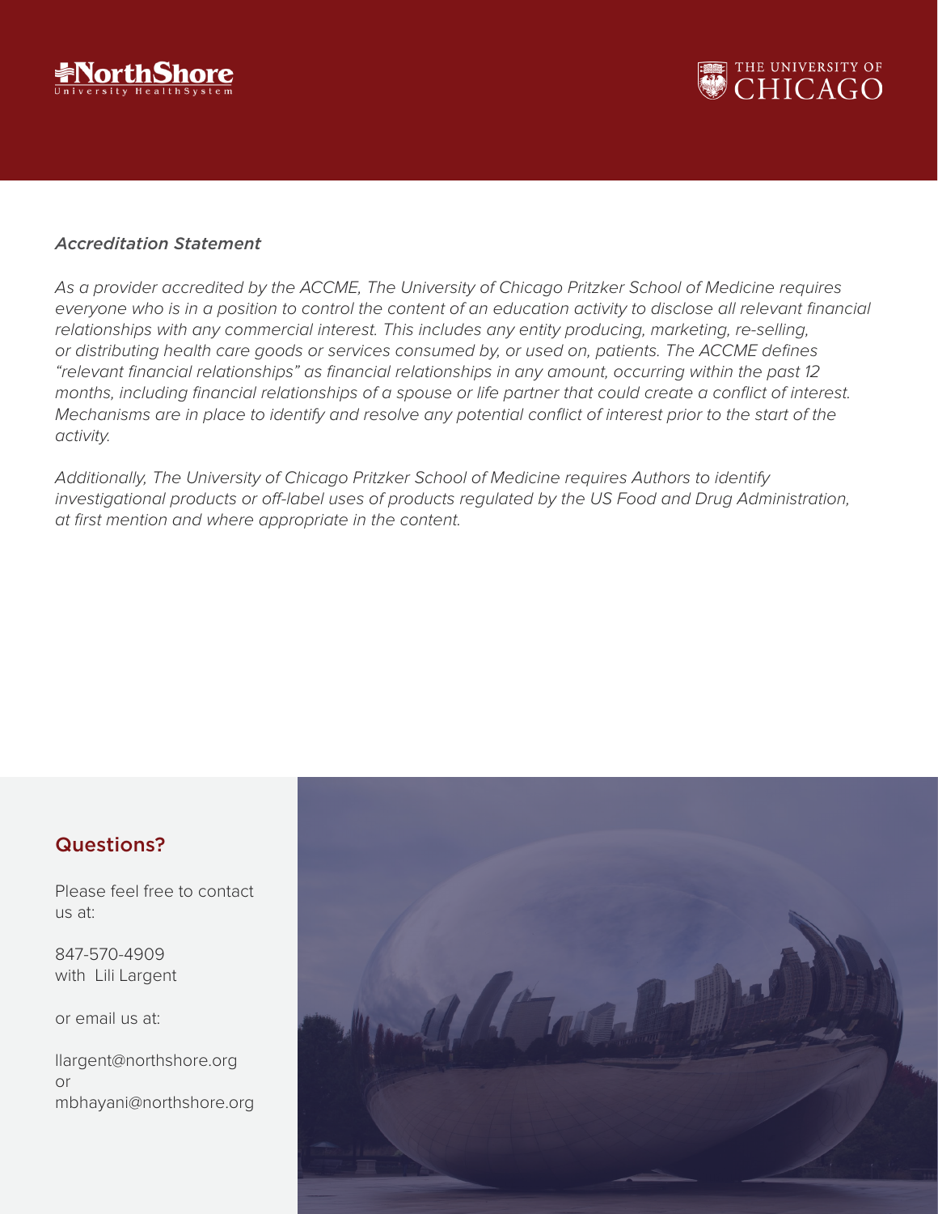*Accreditation Statement*

*As a provider accredited by the ACCME, The University of Chicago Pritzker School of Medicine requires everyone who is in a position to control the content of an education activity to disclose all relevant financial relationships with any commercial interest. This includes any entity producing, marketing, re-selling, or distributing health care goods or services consumed by, or used on, patients. The ACCME defines "relevant financial relationships" as financial relationships in any amount, occurring within the past 12 months, including financial relationships of a spouse or life partner that could create a conflict of interest. Mechanisms are in place to identify and resolve any potential conflict of interest prior to the start of the activity.*

*Additionally, The University of Chicago Pritzker School of Medicine requires Authors to identify investigational products or off-label uses of products regulated by the US Food and Drug Administration, at first mention and where appropriate in the content.*

## Questions?

Please feel free to contact us at:

847-570-4909
with Lili Largent

or email us at:

llargent@northshore.org
or
mbhayani@northshore.org